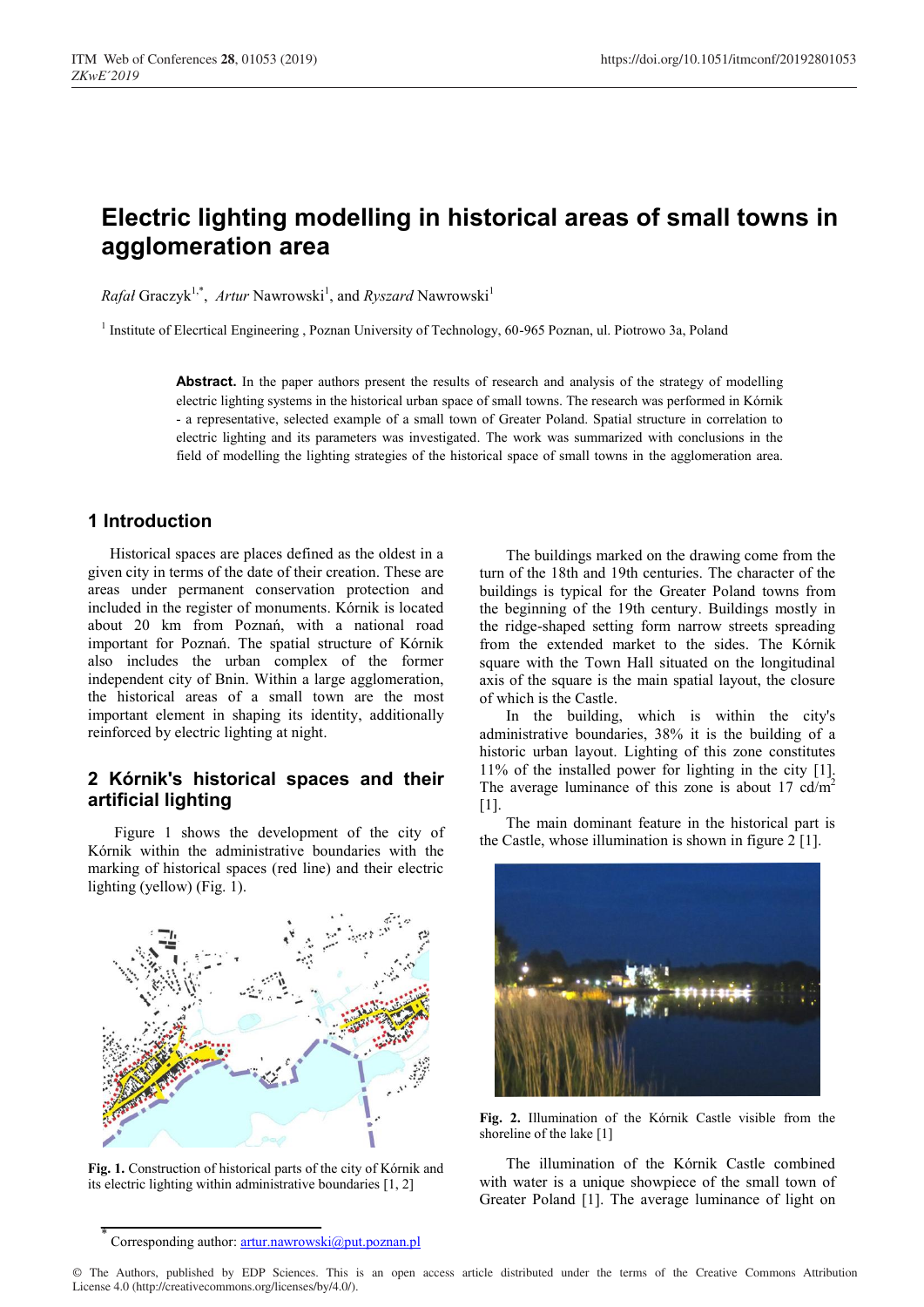# Electric lighting modelling in historical areas of small towns in agglomeration area

*Rafał* Graczyk[1,*], *Artur* Nawrowski[1], and *Ryszard* Nawrowski[1]

[1] Institute of Elecrtical Engineering , Poznan University of Technology, 60-965 Poznan, ul. Piotrowo 3a, Poland

**Abstract.** In the paper authors present the results of research and analysis of the strategy of modelling electric lighting systems in the historical urban space of small towns. The research was performed in Kórnik - a representative, selected example of a small town of Greater Poland. Spatial structure in correlation to electric lighting and its parameters was investigated. The work was summarized with conclusions in the field of modelling the lighting strategies of the historical space of small towns in the agglomeration area.

## 1 Introduction

Historical spaces are places defined as the oldest in a given city in terms of the date of their creation. These are areas under permanent conservation protection and included in the register of monuments. Kórnik is located about 20 km from Poznań, with a national road important for Poznań. The spatial structure of Kórnik also includes the urban complex of the former independent city of Bnin. Within a large agglomeration, the historical areas of a small town are the most important element in shaping its identity, additionally reinforced by electric lighting at night.

## 2 Kórnik's historical spaces and their artificial lighting

Figure 1 shows the development of the city of Kórnik within the administrative boundaries with the marking of historical spaces (red line) and their electric lighting (yellow) (Fig. 1).

**Fig. 1.** Construction of historical parts of the city of Kórnik and its electric lighting within administrative boundaries [1, 2]

The buildings marked on the drawing come from the turn of the 18th and 19th centuries. The character of the buildings is typical for the Greater Poland towns from the beginning of the 19th century. Buildings mostly in the ridge-shaped setting form narrow streets spreading from the extended market to the sides. The Kórnik square with the Town Hall situated on the longitudinal axis of the square is the main spatial layout, the closure of which is the Castle.

In the building, which is within the city's administrative boundaries, 38% it is the building of a historic urban layout. Lighting of this zone constitutes 11% of the installed power for lighting in the city [1]. The average luminance of this zone is about 17 cd/m$^2$ [1].

The main dominant feature in the historical part is the Castle, whose illumination is shown in figure 2 [1].

**Fig. 2.** Illumination of the Kórnik Castle visible from the shoreline of the lake [1]

The illumination of the Kórnik Castle combined with water is a unique showpiece of the small town of Greater Poland [1]. The average luminance of light on

* Corresponding author: artur.nawrowski@put.poznan.pl

© The Authors, published by EDP Sciences. This is an open access article distributed under the terms of the Creative Commons Attribution License 4.0 (http://creativecommons.org/licenses/by/4.0/).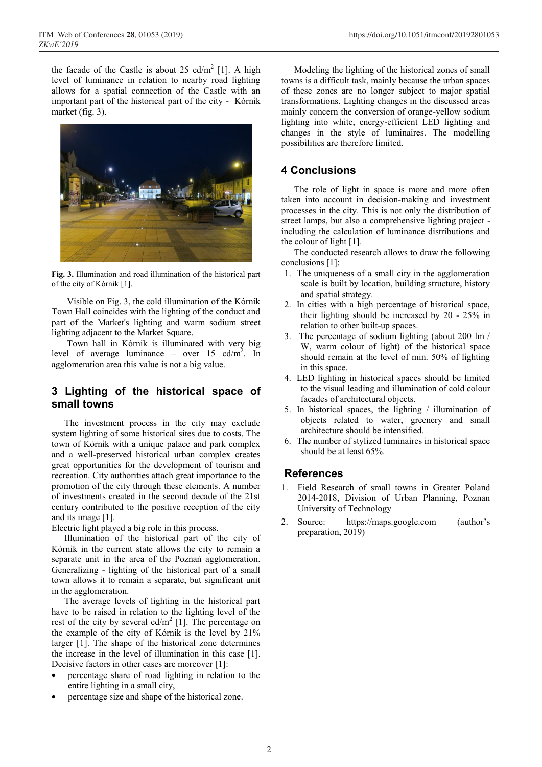the facade of the Castle is about 25 cd/m$^2$ [1]. A high level of luminance in relation to nearby road lighting allows for a spatial connection of the Castle with an important part of the historical part of the city - Kórnik market (fig. 3).

**Fig. 3.** Illumination and road illumination of the historical part of the city of Kórnik [1].

Visible on Fig. 3, the cold illumination of the Kórnik Town Hall coincides with the lighting of the conduct and part of the Market's lighting and warm sodium street lighting adjacent to the Market Square.

Town hall in Kórnik is illuminated with very big level of average luminance – over 15 cd/m$^2$. In agglomeration area this value is not a big value.

## 3 Lighting of the historical space of small towns

The investment process in the city may exclude system lighting of some historical sites due to costs. The town of Kórnik with a unique palace and park complex and a well-preserved historical urban complex creates great opportunities for the development of tourism and recreation. City authorities attach great importance to the promotion of the city through these elements. A number of investments created in the second decade of the 21st century contributed to the positive reception of the city and its image [1].

Electric light played a big role in this process.

Illumination of the historical part of the city of Kórnik in the current state allows the city to remain a separate unit in the area of the Poznań agglomeration. Generalizing - lighting of the historical part of a small town allows it to remain a separate, but significant unit in the agglomeration.

The average levels of lighting in the historical part have to be raised in relation to the lighting level of the rest of the city by several cd/m$^2$ [1]. The percentage on the example of the city of Kórnik is the level by 21% larger [1]. The shape of the historical zone determines the increase in the level of illumination in this case [1]. Decisive factors in other cases are moreover [1]:

- percentage share of road lighting in relation to the entire lighting in a small city,
- percentage size and shape of the historical zone.

Modeling the lighting of the historical zones of small towns is a difficult task, mainly because the urban spaces of these zones are no longer subject to major spatial transformations. Lighting changes in the discussed areas mainly concern the conversion of orange-yellow sodium lighting into white, energy-efficient LED lighting and changes in the style of luminaires. The modelling possibilities are therefore limited.

## 4 Conclusions

The role of light in space is more and more often taken into account in decision-making and investment processes in the city. This is not only the distribution of street lamps, but also a comprehensive lighting project - including the calculation of luminance distributions and the colour of light [1].

The conducted research allows to draw the following conclusions [1]:

1. The uniqueness of a small city in the agglomeration scale is built by location, building structure, history and spatial strategy.
2. In cities with a high percentage of historical space, their lighting should be increased by 20 - 25% in relation to other built-up spaces.
3. The percentage of sodium lighting (about 200 lm / W, warm colour of light) of the historical space should remain at the level of min. 50% of lighting in this space.
4. LED lighting in historical spaces should be limited to the visual leading and illumination of cold colour facades of architectural objects.
5. In historical spaces, the lighting / illumination of objects related to water, greenery and small architecture should be intensified.
6. The number of stylized luminaires in historical space should be at least 65%.

## References

1. Field Research of small towns in Greater Poland 2014-2018, Division of Urban Planning, Poznan University of Technology
2. Source: https://maps.google.com (author's preparation, 2019)